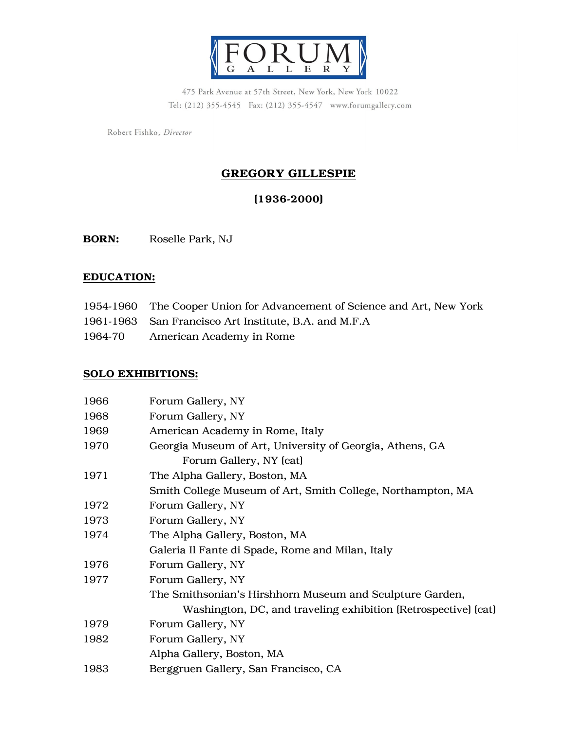# FORUM GALLERY

475 Park Avenue at 57th Street, New York, New York 10022
Tel: (212) 355-4545 Fax: (212) 355-4547 www.forumgallery.com

Robert Fishko, *Director*

## GREGORY GILLESPIE

**(1936-2000)**

**BORN:** Roselle Park, NJ

**EDUCATION:**

1954-1960 The Cooper Union for Advancement of Science and Art, New York
1961-1963 San Francisco Art Institute, B.A. and M.F.A
1964-70 American Academy in Rome

**SOLO EXHIBITIONS:**

1966 Forum Gallery, NY
1968 Forum Gallery, NY
1969 American Academy in Rome, Italy
1970 Georgia Museum of Art, University of Georgia, Athens, GA
Forum Gallery, NY (cat)
1971 The Alpha Gallery, Boston, MA
Smith College Museum of Art, Smith College, Northampton, MA
1972 Forum Gallery, NY
1973 Forum Gallery, NY
1974 The Alpha Gallery, Boston, MA
Galeria Il Fante di Spade, Rome and Milan, Italy
1976 Forum Gallery, NY
1977 Forum Gallery, NY
The Smithsonian's Hirshhorn Museum and Sculpture Garden, Washington, DC, and traveling exhibition (Retrospective) (cat)
1979 Forum Gallery, NY
1982 Forum Gallery, NY
Alpha Gallery, Boston, MA
1983 Berggruen Gallery, San Francisco, CA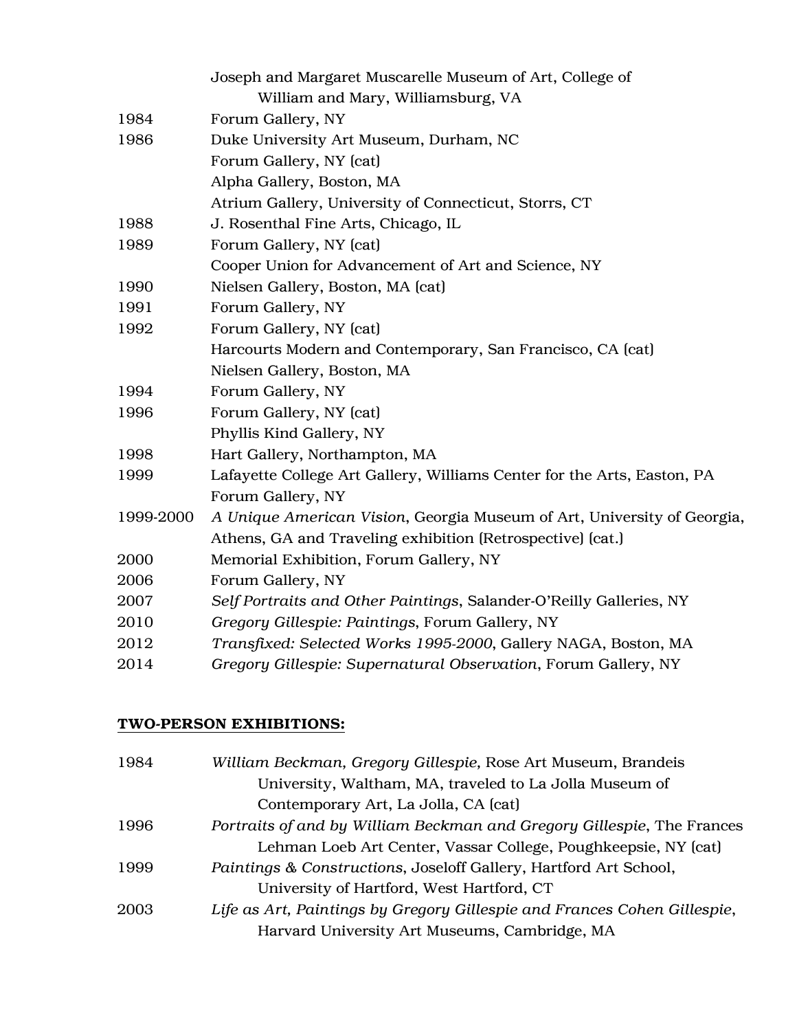| | |
|---|---|
| | Joseph and Margaret Muscarelle Museum of Art, College of William and Mary, Williamsburg, VA |
| 1984 | Forum Gallery, NY |
| 1986 | Duke University Art Museum, Durham, NC |
| | Forum Gallery, NY (cat) |
| | Alpha Gallery, Boston, MA |
| | Atrium Gallery, University of Connecticut, Storrs, CT |
| 1988 | J. Rosenthal Fine Arts, Chicago, IL |
| 1989 | Forum Gallery, NY (cat) |
| | Cooper Union for Advancement of Art and Science, NY |
| 1990 | Nielsen Gallery, Boston, MA (cat) |
| 1991 | Forum Gallery, NY |
| 1992 | Forum Gallery, NY (cat) |
| | Harcourts Modern and Contemporary, San Francisco, CA (cat) |
| | Nielsen Gallery, Boston, MA |
| 1994 | Forum Gallery, NY |
| 1996 | Forum Gallery, NY (cat) |
| | Phyllis Kind Gallery, NY |
| 1998 | Hart Gallery, Northampton, MA |
| 1999 | Lafayette College Art Gallery, Williams Center for the Arts, Easton, PA |
| | Forum Gallery, NY |
| 1999-2000 | *A Unique American Vision*, Georgia Museum of Art, University of Georgia, Athens, GA and Traveling exhibition (Retrospective) (cat.) |
| 2000 | Memorial Exhibition, Forum Gallery, NY |
| 2006 | Forum Gallery, NY |
| 2007 | *Self Portraits and Other Paintings*, Salander-O'Reilly Galleries, NY |
| 2010 | *Gregory Gillespie: Paintings*, Forum Gallery, NY |
| 2012 | *Transfixed: Selected Works 1995-2000*, Gallery NAGA, Boston, MA |
| 2014 | *Gregory Gillespie: Supernatural Observation*, Forum Gallery, NY |

## TWO-PERSON EXHIBITIONS:

| | |
|---|---|
| 1984 | *William Beckman, Gregory Gillespie,* Rose Art Museum, Brandeis University, Waltham, MA, traveled to La Jolla Museum of Contemporary Art, La Jolla, CA (cat) |
| 1996 | *Portraits of and by William Beckman and Gregory Gillespie*, The Frances Lehman Loeb Art Center, Vassar College, Poughkeepsie, NY (cat) |
| 1999 | *Paintings & Constructions*, Joseloff Gallery, Hartford Art School, University of Hartford, West Hartford, CT |
| 2003 | *Life as Art, Paintings by Gregory Gillespie and Frances Cohen Gillespie*, Harvard University Art Museums, Cambridge, MA |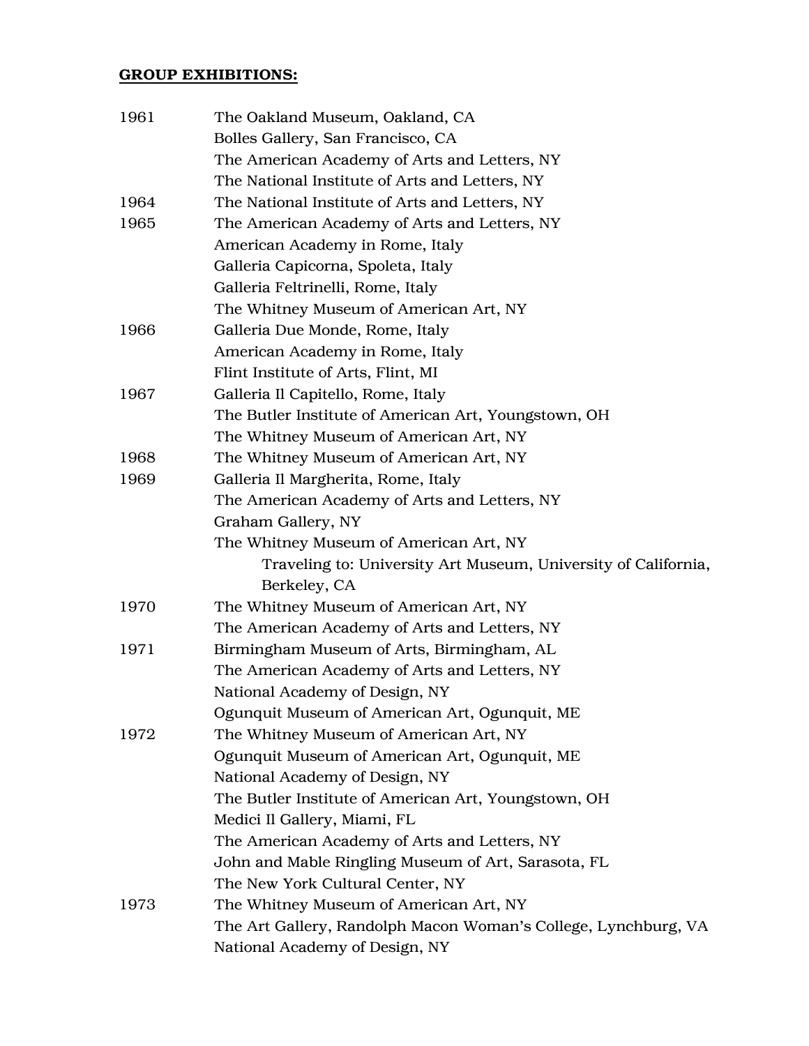**GROUP EXHIBITIONS:**

1961 The Oakland Museum, Oakland, CA
Bolles Gallery, San Francisco, CA
The American Academy of Arts and Letters, NY
The National Institute of Arts and Letters, NY

1964 The National Institute of Arts and Letters, NY

1965 The American Academy of Arts and Letters, NY
American Academy in Rome, Italy
Galleria Capicorna, Spoleta, Italy
Galleria Feltrinelli, Rome, Italy
The Whitney Museum of American Art, NY

1966 Galleria Due Monde, Rome, Italy
American Academy in Rome, Italy
Flint Institute of Arts, Flint, MI

1967 Galleria Il Capitello, Rome, Italy
The Butler Institute of American Art, Youngstown, OH
The Whitney Museum of American Art, NY

1968 The Whitney Museum of American Art, NY

1969 Galleria Il Margherita, Rome, Italy
The American Academy of Arts and Letters, NY
Graham Gallery, NY
The Whitney Museum of American Art, NY
Traveling to: University Art Museum, University of California, Berkeley, CA

1970 The Whitney Museum of American Art, NY
The American Academy of Arts and Letters, NY

1971 Birmingham Museum of Arts, Birmingham, AL
The American Academy of Arts and Letters, NY
National Academy of Design, NY
Ogunquit Museum of American Art, Ogunquit, ME

1972 The Whitney Museum of American Art, NY
Ogunquit Museum of American Art, Ogunquit, ME
National Academy of Design, NY
The Butler Institute of American Art, Youngstown, OH
Medici Il Gallery, Miami, FL
The American Academy of Arts and Letters, NY
John and Mable Ringling Museum of Art, Sarasota, FL
The New York Cultural Center, NY

1973 The Whitney Museum of American Art, NY
The Art Gallery, Randolph Macon Woman's College, Lynchburg, VA
National Academy of Design, NY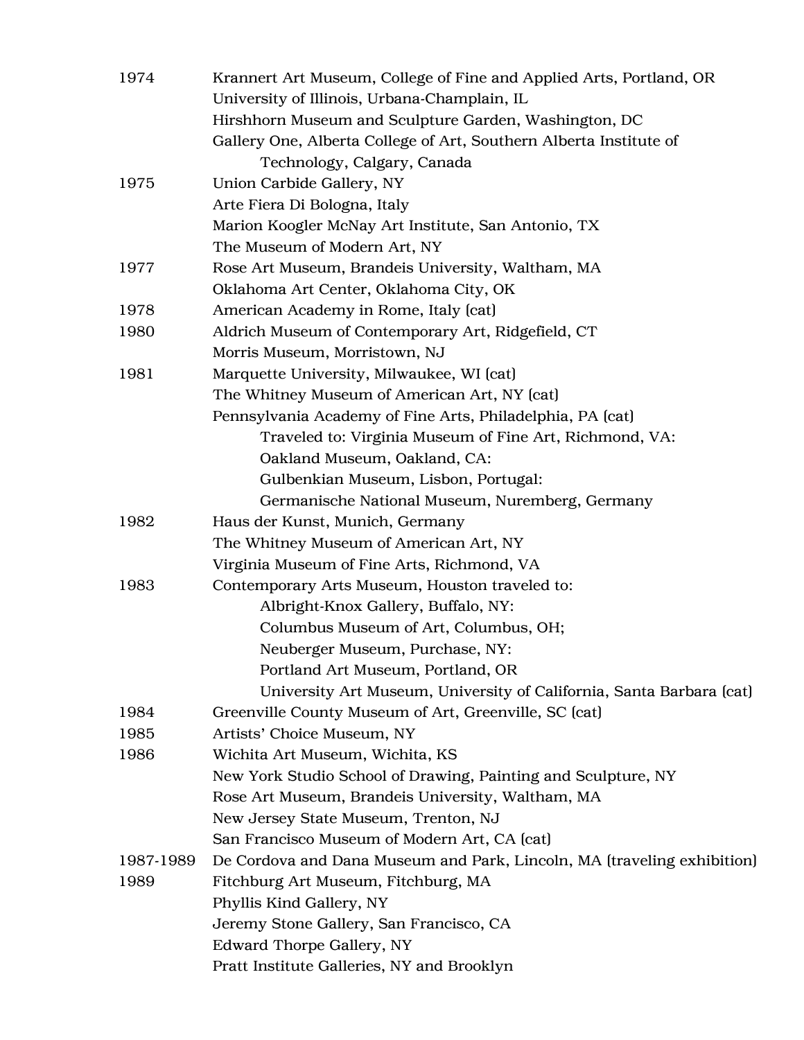1974 Krannert Art Museum, College of Fine and Applied Arts, Portland, OR
University of Illinois, Urbana-Champlain, IL
Hirshhorn Museum and Sculpture Garden, Washington, DC
Gallery One, Alberta College of Art, Southern Alberta Institute of Technology, Calgary, Canada

1975 Union Carbide Gallery, NY
Arte Fiera Di Bologna, Italy
Marion Koogler McNay Art Institute, San Antonio, TX
The Museum of Modern Art, NY

1977 Rose Art Museum, Brandeis University, Waltham, MA
Oklahoma Art Center, Oklahoma City, OK

1978 American Academy in Rome, Italy (cat)

1980 Aldrich Museum of Contemporary Art, Ridgefield, CT
Morris Museum, Morristown, NJ

1981 Marquette University, Milwaukee, WI (cat)
The Whitney Museum of American Art, NY (cat)
Pennsylvania Academy of Fine Arts, Philadelphia, PA (cat)
Traveled to: Virginia Museum of Fine Art, Richmond, VA:
Oakland Museum, Oakland, CA:
Gulbenkian Museum, Lisbon, Portugal:
Germanische National Museum, Nuremberg, Germany

1982 Haus der Kunst, Munich, Germany
The Whitney Museum of American Art, NY
Virginia Museum of Fine Arts, Richmond, VA

1983 Contemporary Arts Museum, Houston traveled to:
Albright-Knox Gallery, Buffalo, NY:
Columbus Museum of Art, Columbus, OH;
Neuberger Museum, Purchase, NY:
Portland Art Museum, Portland, OR
University Art Museum, University of California, Santa Barbara (cat)

1984 Greenville County Museum of Art, Greenville, SC (cat)

1985 Artists' Choice Museum, NY

1986 Wichita Art Museum, Wichita, KS
New York Studio School of Drawing, Painting and Sculpture, NY
Rose Art Museum, Brandeis University, Waltham, MA
New Jersey State Museum, Trenton, NJ
San Francisco Museum of Modern Art, CA (cat)

1987-1989 De Cordova and Dana Museum and Park, Lincoln, MA (traveling exhibition)

1989 Fitchburg Art Museum, Fitchburg, MA
Phyllis Kind Gallery, NY
Jeremy Stone Gallery, San Francisco, CA
Edward Thorpe Gallery, NY
Pratt Institute Galleries, NY and Brooklyn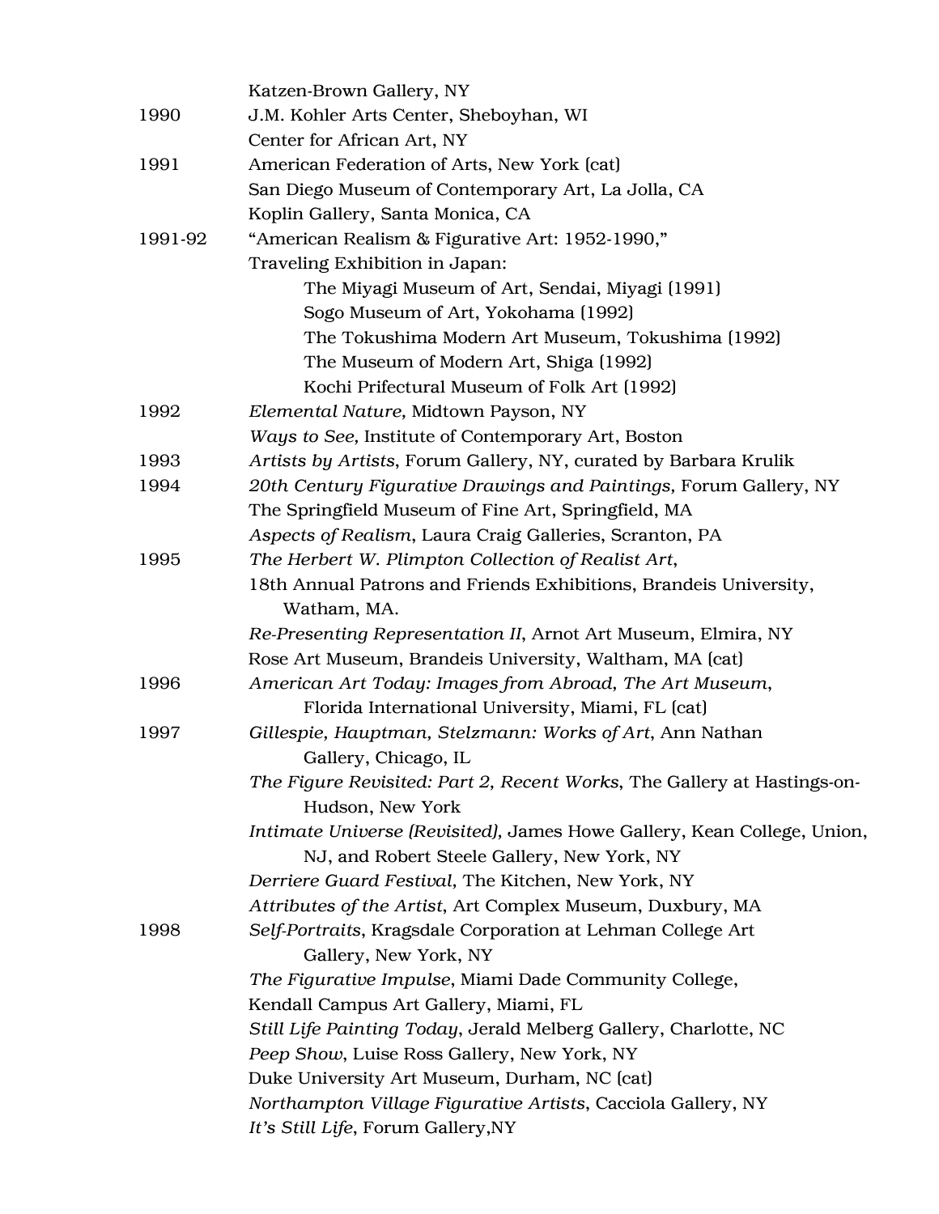| | |
|---|---|
| | Katzen-Brown Gallery, NY |
| 1990 | J.M. Kohler Arts Center, Sheboyhan, WI |
| | Center for African Art, NY |
| 1991 | American Federation of Arts, New York (cat) |
| | San Diego Museum of Contemporary Art, La Jolla, CA |
| | Koplin Gallery, Santa Monica, CA |
| 1991-92 | "American Realism & Figurative Art: 1952-1990," |
| | Traveling Exhibition in Japan: |
| | The Miyagi Museum of Art, Sendai, Miyagi (1991) |
| | Sogo Museum of Art, Yokohama (1992) |
| | The Tokushima Modern Art Museum, Tokushima (1992) |
| | The Museum of Modern Art, Shiga (1992) |
| | Kochi Prifectural Museum of Folk Art (1992) |
| 1992 | *Elemental Nature,* Midtown Payson, NY |
| | *Ways to See,* Institute of Contemporary Art, Boston |
| 1993 | *Artists by Artists*, Forum Gallery, NY, curated by Barbara Krulik |
| 1994 | *20th Century Figurative Drawings and Paintings,* Forum Gallery, NY |
| | The Springfield Museum of Fine Art, Springfield, MA |
| | *Aspects of Realism*, Laura Craig Galleries, Scranton, PA |
| 1995 | *The Herbert W. Plimpton Collection of Realist Art*, |
| | 18th Annual Patrons and Friends Exhibitions, Brandeis University, Watham, MA. |
| | *Re-Presenting Representation II*, Arnot Art Museum, Elmira, NY |
| | Rose Art Museum, Brandeis University, Waltham, MA (cat) |
| 1996 | *American Art Today: Images from Abroad, The Art Museum*, Florida International University, Miami, FL (cat) |
| 1997 | *Gillespie, Hauptman, Stelzmann: Works of Art*, Ann Nathan Gallery, Chicago, IL |
| | *The Figure Revisited: Part 2, Recent Works*, The Gallery at Hastings-on-Hudson, New York |
| | *Intimate Universe (Revisited),* James Howe Gallery, Kean College, Union, NJ, and Robert Steele Gallery, New York, NY |
| | *Derriere Guard Festival,* The Kitchen, New York, NY |
| | *Attributes of the Artist*, Art Complex Museum, Duxbury, MA |
| 1998 | *Self-Portraits*, Kragsdale Corporation at Lehman College Art Gallery, New York, NY |
| | *The Figurative Impulse*, Miami Dade Community College, |
| | Kendall Campus Art Gallery, Miami, FL |
| | *Still Life Painting Today*, Jerald Melberg Gallery, Charlotte, NC |
| | *Peep Show*, Luise Ross Gallery, New York, NY |
| | Duke University Art Museum, Durham, NC (cat) |
| | *Northampton Village Figurative Artists*, Cacciola Gallery, NY |
| | *It's Still Life*, Forum Gallery,NY |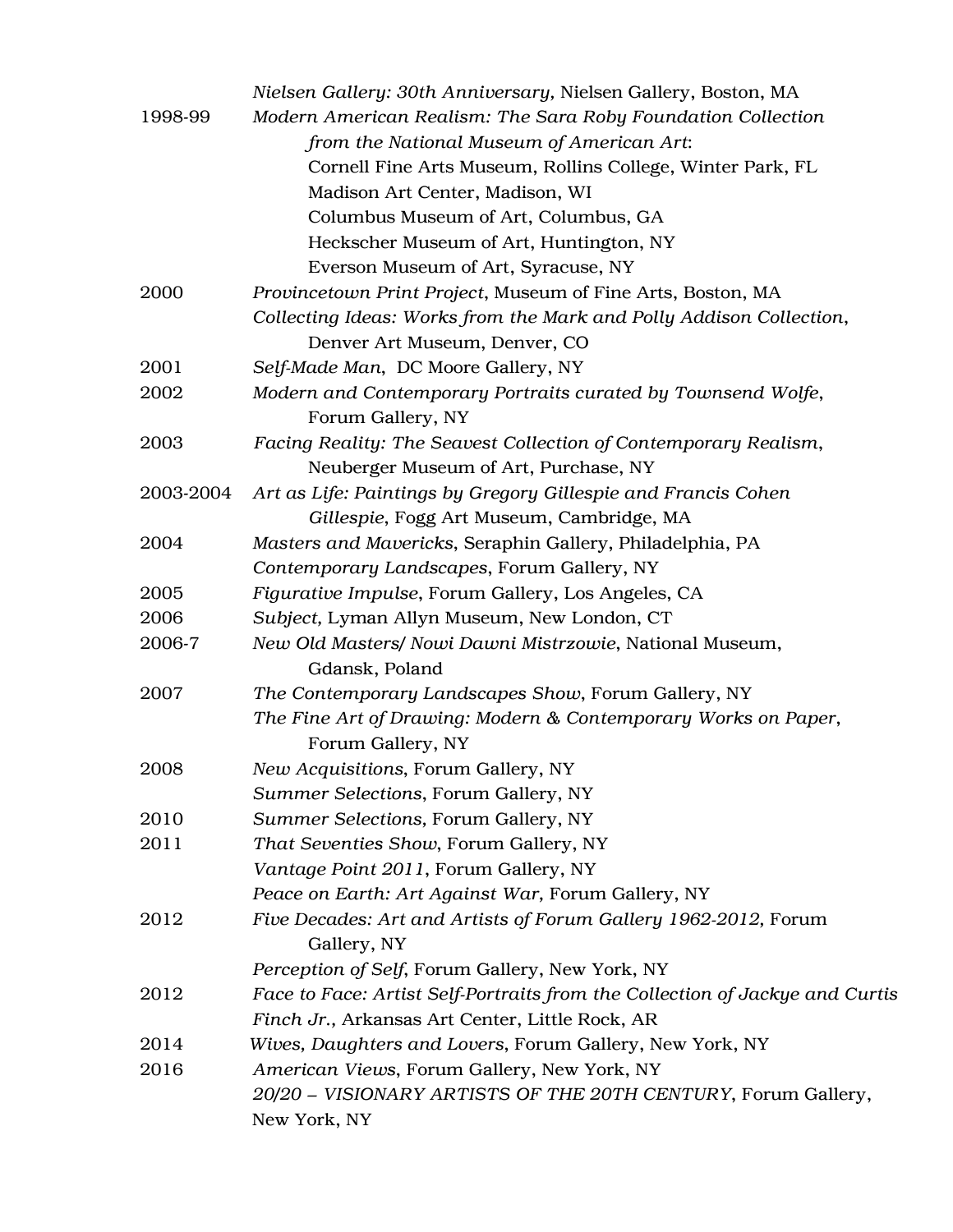| | |
|---|---|
| | *Nielsen Gallery: 30th Anniversary,* Nielsen Gallery, Boston, MA |
| 1998-99 | *Modern American Realism: The Sara Roby Foundation Collection from the National Museum of American Art*: Cornell Fine Arts Museum, Rollins College, Winter Park, FL<br>Madison Art Center, Madison, WI<br>Columbus Museum of Art, Columbus, GA<br>Heckscher Museum of Art, Huntington, NY<br>Everson Museum of Art, Syracuse, NY |
| 2000 | *Provincetown Print Project*, Museum of Fine Arts, Boston, MA |
| | *Collecting Ideas: Works from the Mark and Polly Addison Collection*, Denver Art Museum, Denver, CO |
| 2001 | *Self-Made Man*, DC Moore Gallery, NY |
| 2002 | *Modern and Contemporary Portraits curated by Townsend Wolfe*, Forum Gallery, NY |
| 2003 | *Facing Reality: The Seavest Collection of Contemporary Realism*, Neuberger Museum of Art, Purchase, NY |
| 2003-2004 | *Art as Life: Paintings by Gregory Gillespie and Francis Cohen Gillespie*, Fogg Art Museum, Cambridge, MA |
| 2004 | *Masters and Mavericks*, Seraphin Gallery, Philadelphia, PA |
| | *Contemporary Landscapes*, Forum Gallery, NY |
| 2005 | *Figurative Impulse*, Forum Gallery, Los Angeles, CA |
| 2006 | *Subject,* Lyman Allyn Museum, New London, CT |
| 2006-7 | *New Old Masters/ Nowi Dawni Mistrzowie*, National Museum, Gdansk, Poland |
| 2007 | *The Contemporary Landscapes Show*, Forum Gallery, NY |
| | *The Fine Art of Drawing: Modern & Contemporary Works on Paper*, Forum Gallery, NY |
| 2008 | *New Acquisitions*, Forum Gallery, NY |
| | *Summer Selections*, Forum Gallery, NY |
| 2010 | *Summer Selections,* Forum Gallery, NY |
| 2011 | *That Seventies Show*, Forum Gallery, NY |
| | *Vantage Point 2011*, Forum Gallery, NY |
| | *Peace on Earth: Art Against War,* Forum Gallery, NY |
| 2012 | *Five Decades: Art and Artists of Forum Gallery 1962-2012,* Forum Gallery, NY |
| | *Perception of Self*, Forum Gallery, New York, NY |
| 2012 | *Face to Face: Artist Self-Portraits from the Collection of Jackye and Curtis Finch Jr.,* Arkansas Art Center, Little Rock, AR |
| 2014 | *Wives, Daughters and Lovers*, Forum Gallery, New York, NY |
| 2016 | *American Views*, Forum Gallery, New York, NY |
| | *20/20 – VISIONARY ARTISTS OF THE 20TH CENTURY*, Forum Gallery, New York, NY |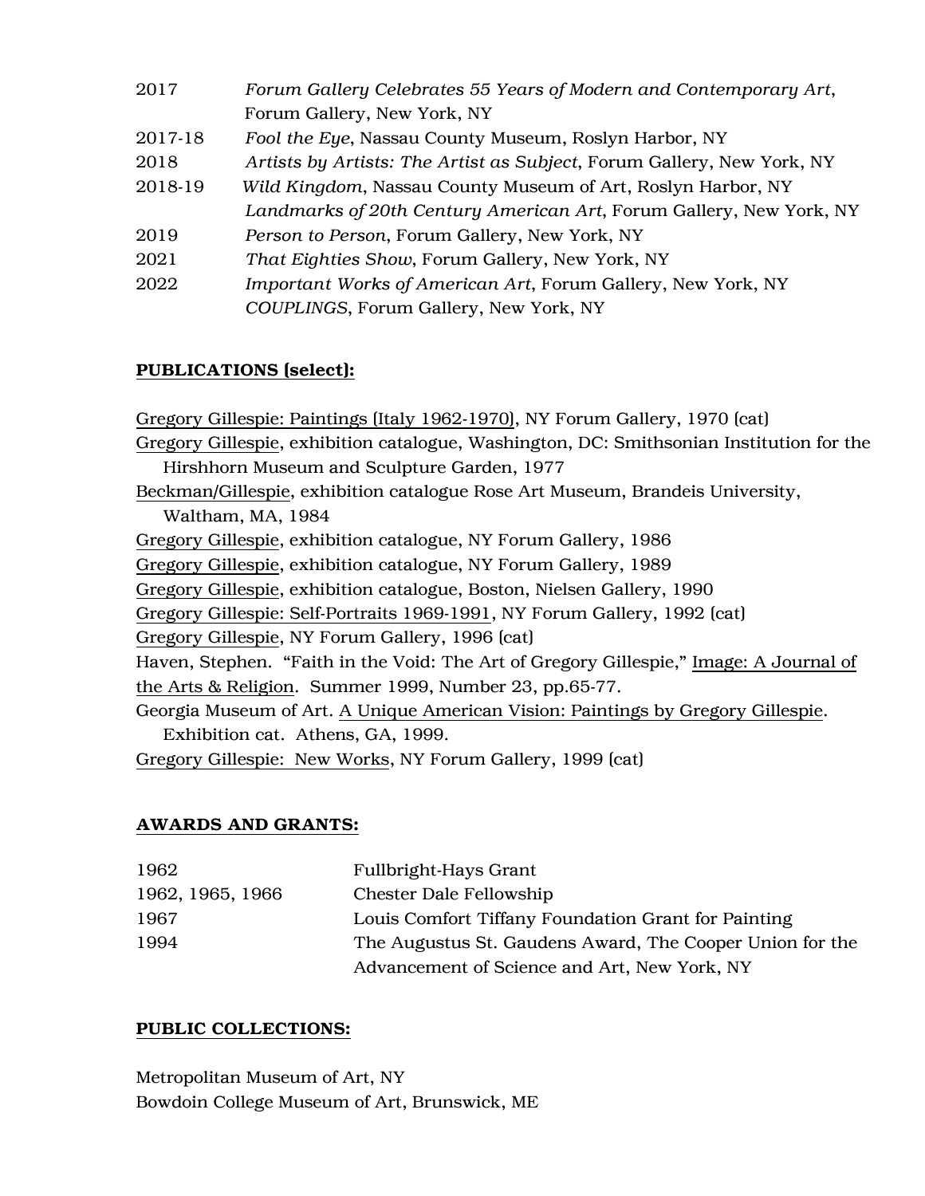| | |
|---|---|
| 2017 | *Forum Gallery Celebrates 55 Years of Modern and Contemporary Art*, Forum Gallery, New York, NY |
| 2017-18 | *Fool the Eye*, Nassau County Museum, Roslyn Harbor, NY |
| 2018 | *Artists by Artists: The Artist as Subject*, Forum Gallery, New York, NY |
| 2018-19 | *Wild Kingdom*, Nassau County Museum of Art, Roslyn Harbor, NY |
| | *Landmarks of 20th Century American Art*, Forum Gallery, New York, NY |
| 2019 | *Person to Person*, Forum Gallery, New York, NY |
| 2021 | *That Eighties Show*, Forum Gallery, New York, NY |
| 2022 | *Important Works of American Art*, Forum Gallery, New York, NY |
| | *COUPLINGS*, Forum Gallery, New York, NY |

## PUBLICATIONS (select):

<u>Gregory Gillespie: Paintings (Italy 1962-1970)</u>, NY Forum Gallery, 1970 (cat)
<u>Gregory Gillespie</u>, exhibition catalogue, Washington, DC: Smithsonian Institution for the Hirshhorn Museum and Sculpture Garden, 1977
<u>Beckman/Gillespie</u>, exhibition catalogue Rose Art Museum, Brandeis University, Waltham, MA, 1984
<u>Gregory Gillespie</u>, exhibition catalogue, NY Forum Gallery, 1986
<u>Gregory Gillespie</u>, exhibition catalogue, NY Forum Gallery, 1989
<u>Gregory Gillespie</u>, exhibition catalogue, Boston, Nielsen Gallery, 1990
<u>Gregory Gillespie: Self-Portraits 1969-1991</u>, NY Forum Gallery, 1992 (cat)
<u>Gregory Gillespie</u>, NY Forum Gallery, 1996 (cat)
Haven, Stephen. "Faith in the Void: The Art of Gregory Gillespie," <u>Image: A Journal of the Arts & Religion</u>. Summer 1999, Number 23, pp.65-77.
Georgia Museum of Art. <u>A Unique American Vision: Paintings by Gregory Gillespie</u>. Exhibition cat. Athens, GA, 1999.
<u>Gregory Gillespie: New Works</u>, NY Forum Gallery, 1999 (cat)

## AWARDS AND GRANTS:

| | |
|---|---|
| 1962 | Fullbright-Hays Grant |
| 1962, 1965, 1966 | Chester Dale Fellowship |
| 1967 | Louis Comfort Tiffany Foundation Grant for Painting |
| 1994 | The Augustus St. Gaudens Award, The Cooper Union for the Advancement of Science and Art, New York, NY |

## PUBLIC COLLECTIONS:

Metropolitan Museum of Art, NY
Bowdoin College Museum of Art, Brunswick, ME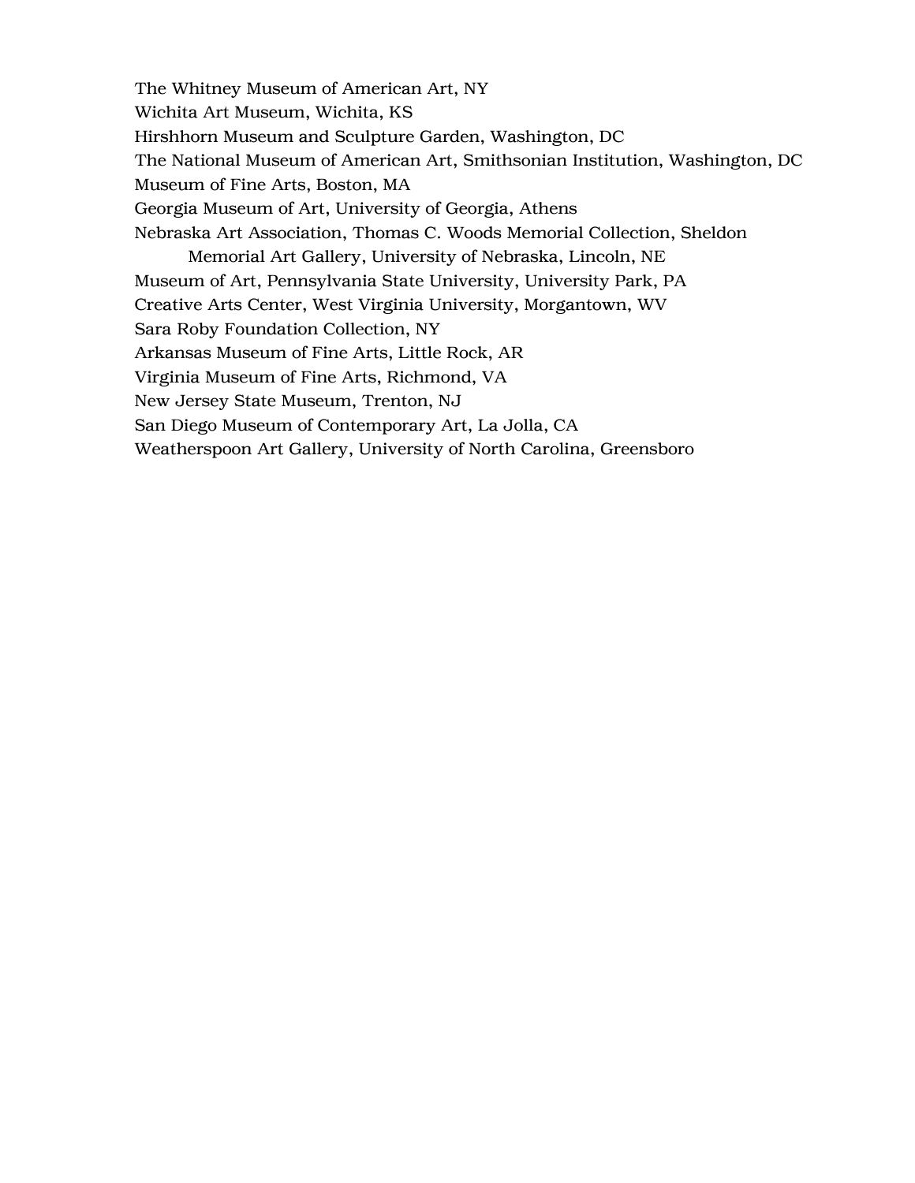The Whitney Museum of American Art, NY
Wichita Art Museum, Wichita, KS
Hirshhorn Museum and Sculpture Garden, Washington, DC
The National Museum of American Art, Smithsonian Institution, Washington, DC
Museum of Fine Arts, Boston, MA
Georgia Museum of Art, University of Georgia, Athens
Nebraska Art Association, Thomas C. Woods Memorial Collection, Sheldon Memorial Art Gallery, University of Nebraska, Lincoln, NE
Museum of Art, Pennsylvania State University, University Park, PA
Creative Arts Center, West Virginia University, Morgantown, WV
Sara Roby Foundation Collection, NY
Arkansas Museum of Fine Arts, Little Rock, AR
Virginia Museum of Fine Arts, Richmond, VA
New Jersey State Museum, Trenton, NJ
San Diego Museum of Contemporary Art, La Jolla, CA
Weatherspoon Art Gallery, University of North Carolina, Greensboro